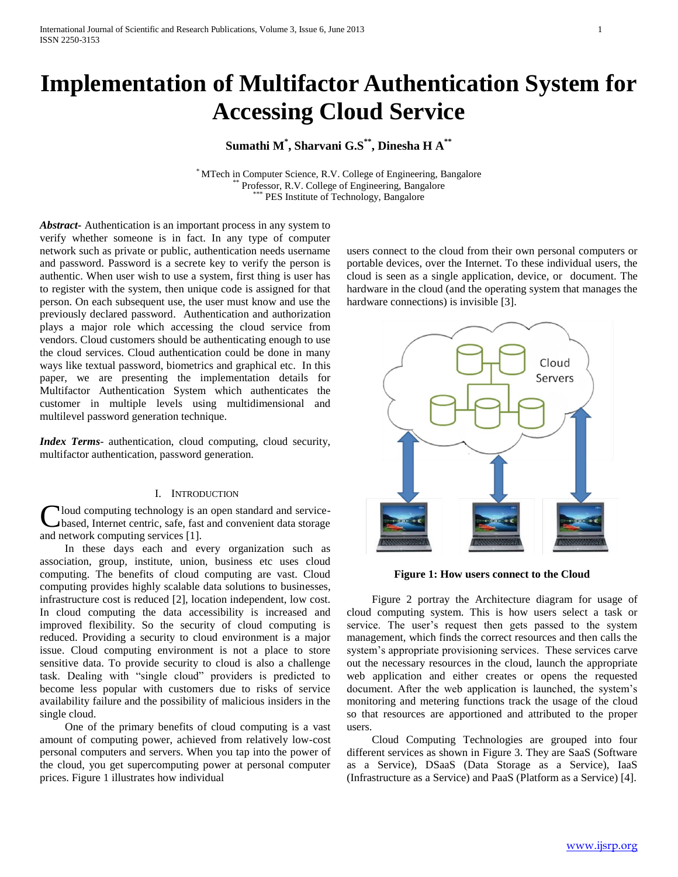# Implementation of Multifactor Authentication System for Accessing Cloud Service

**Sumathi M[*], Sharvani G.S[**], Dinesha H A[**]**

[*] MTech in Computer Science, R.V. College of Engineering, Bangalore
[**] Professor, R.V. College of Engineering, Bangalore
[***] PES Institute of Technology, Bangalore

***Abstract***- Authentication is an important process in any system to verify whether someone is in fact. In any type of computer network such as private or public, authentication needs username and password. Password is a secrete key to verify the person is authentic. When user wish to use a system, first thing is user has to register with the system, then unique code is assigned for that person. On each subsequent use, the user must know and use the previously declared password. Authentication and authorization plays a major role which accessing the cloud service from vendors. Cloud customers should be authenticating enough to use the cloud services. Cloud authentication could be done in many ways like textual password, biometrics and graphical etc. In this paper, we are presenting the implementation details for Multifactor Authentication System which authenticates the customer in multiple levels using multidimensional and multilevel password generation technique.

***Index Terms***- authentication, cloud computing, cloud security, multifactor authentication, password generation.

## I. Introduction

Cloud computing technology is an open standard and service-based, Internet centric, safe, fast and convenient data storage and network computing services [1].

In these days each and every organization such as association, group, institute, union, business etc uses cloud computing. The benefits of cloud computing are vast. Cloud computing provides highly scalable data solutions to businesses, infrastructure cost is reduced [2], location independent, low cost. In cloud computing the data accessibility is increased and improved flexibility. So the security of cloud computing is reduced. Providing a security to cloud environment is a major issue. Cloud computing environment is not a place to store sensitive data. To provide security to cloud is also a challenge task. Dealing with "single cloud" providers is predicted to become less popular with customers due to risks of service availability failure and the possibility of malicious insiders in the single cloud.

One of the primary benefits of cloud computing is a vast amount of computing power, achieved from relatively low-cost personal computers and servers. When you tap into the power of the cloud, you get supercomputing power at personal computer prices. Figure 1 illustrates how individual users connect to the cloud from their own personal computers or portable devices, over the Internet. To these individual users, the cloud is seen as a single application, device, or document. The hardware in the cloud (and the operating system that manages the hardware connections) is invisible [3].

**Figure 1: How users connect to the Cloud**

Figure 2 portray the Architecture diagram for usage of cloud computing system. This is how users select a task or service. The user's request then gets passed to the system management, which finds the correct resources and then calls the system's appropriate provisioning services. These services carve out the necessary resources in the cloud, launch the appropriate web application and either creates or opens the requested document. After the web application is launched, the system's monitoring and metering functions track the usage of the cloud so that resources are apportioned and attributed to the proper users.

Cloud Computing Technologies are grouped into four different services as shown in Figure 3. They are SaaS (Software as a Service), DSaaS (Data Storage as a Service), IaaS (Infrastructure as a Service) and PaaS (Platform as a Service) [4].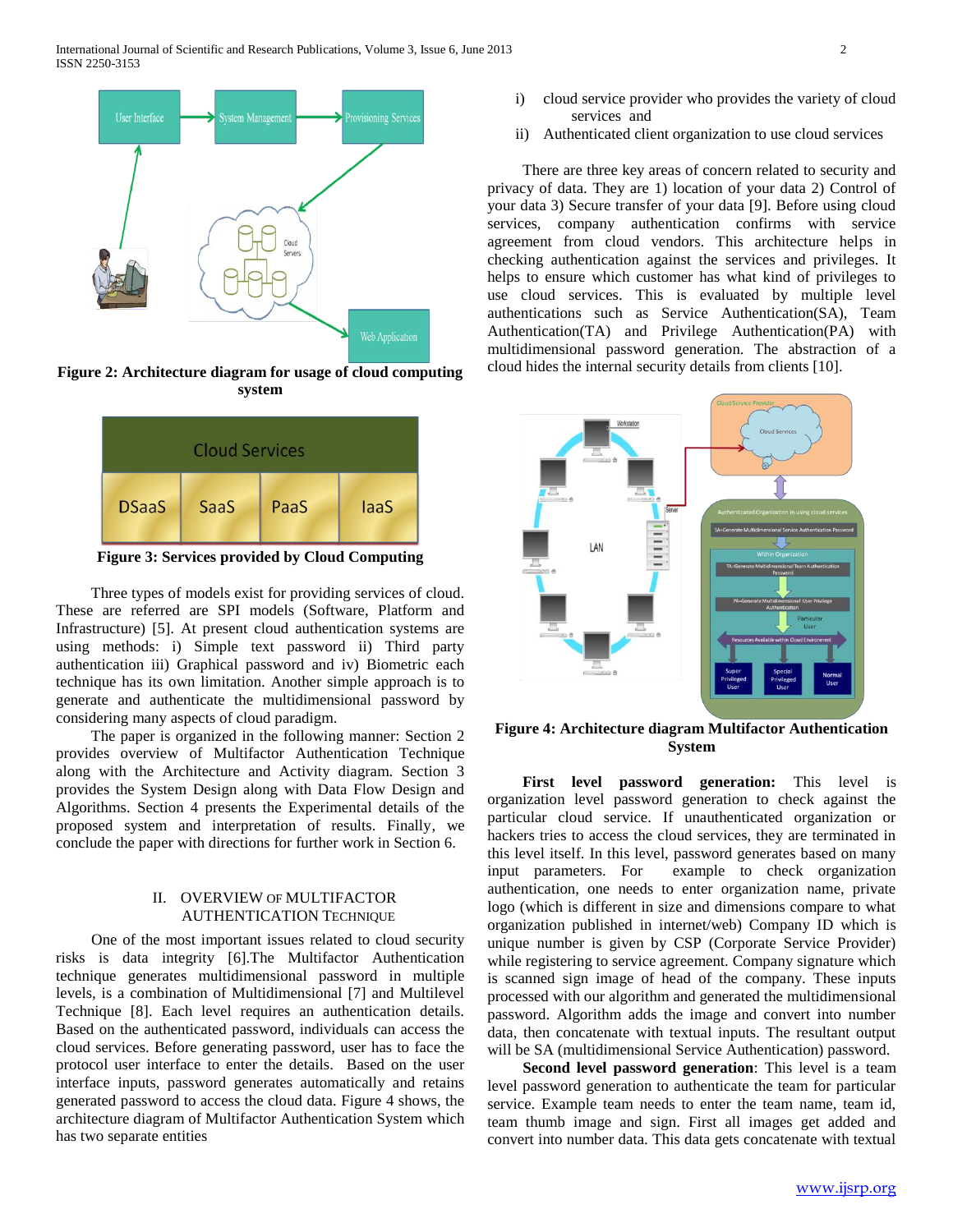**Figure 2: Architecture diagram for usage of cloud computing system**

**Figure 3: Services provided by Cloud Computing**

Three types of models exist for providing services of cloud. These are referred are SPI models (Software, Platform and Infrastructure) [5]. At present cloud authentication systems are using methods: i) Simple text password ii) Third party authentication iii) Graphical password and iv) Biometric each technique has its own limitation. Another simple approach is to generate and authenticate the multidimensional password by considering many aspects of cloud paradigm.

The paper is organized in the following manner: Section 2 provides overview of Multifactor Authentication Technique along with the Architecture and Activity diagram. Section 3 provides the System Design along with Data Flow Design and Algorithms. Section 4 presents the Experimental details of the proposed system and interpretation of results. Finally, we conclude the paper with directions for further work in Section 6.

## II. Overview of Multifactor Authentication Technique

One of the most important issues related to cloud security risks is data integrity [6].The Multifactor Authentication technique generates multidimensional password in multiple levels, is a combination of Multidimensional [7] and Multilevel Technique [8]. Each level requires an authentication details. Based on the authenticated password, individuals can access the cloud services. Before generating password, user has to face the protocol user interface to enter the details. Based on the user interface inputs, password generates automatically and retains generated password to access the cloud data. Figure 4 shows, the architecture diagram of Multifactor Authentication System which has two separate entities

i) cloud service provider who provides the variety of cloud services and
ii) Authenticated client organization to use cloud services

There are three key areas of concern related to security and privacy of data. They are 1) location of your data 2) Control of your data 3) Secure transfer of your data [9]. Before using cloud services, company authentication confirms with service agreement from cloud vendors. This architecture helps in checking authentication against the services and privileges. It helps to ensure which customer has what kind of privileges to use cloud services. This is evaluated by multiple level authentications such as Service Authentication(SA), Team Authentication(TA) and Privilege Authentication(PA) with multidimensional password generation. The abstraction of a cloud hides the internal security details from clients [10].

**Figure 4: Architecture diagram Multifactor Authentication System**

**First level password generation:** This level is organization level password generation to check against the particular cloud service. If unauthenticated organization or hackers tries to access the cloud services, they are terminated in this level itself. In this level, password generates based on many input parameters. For example to check organization authentication, one needs to enter organization name, private logo (which is different in size and dimensions compare to what organization published in internet/web) Company ID which is unique number is given by CSP (Corporate Service Provider) while registering to service agreement. Company signature which is scanned sign image of head of the company. These inputs processed with our algorithm and generated the multidimensional password. Algorithm adds the image and convert into number data, then concatenate with textual inputs. The resultant output will be SA (multidimensional Service Authentication) password.

**Second level password generation**: This level is a team level password generation to authenticate the team for particular service. Example team needs to enter the team name, team id, team thumb image and sign. First all images get added and convert into number data. This data gets concatenate with textual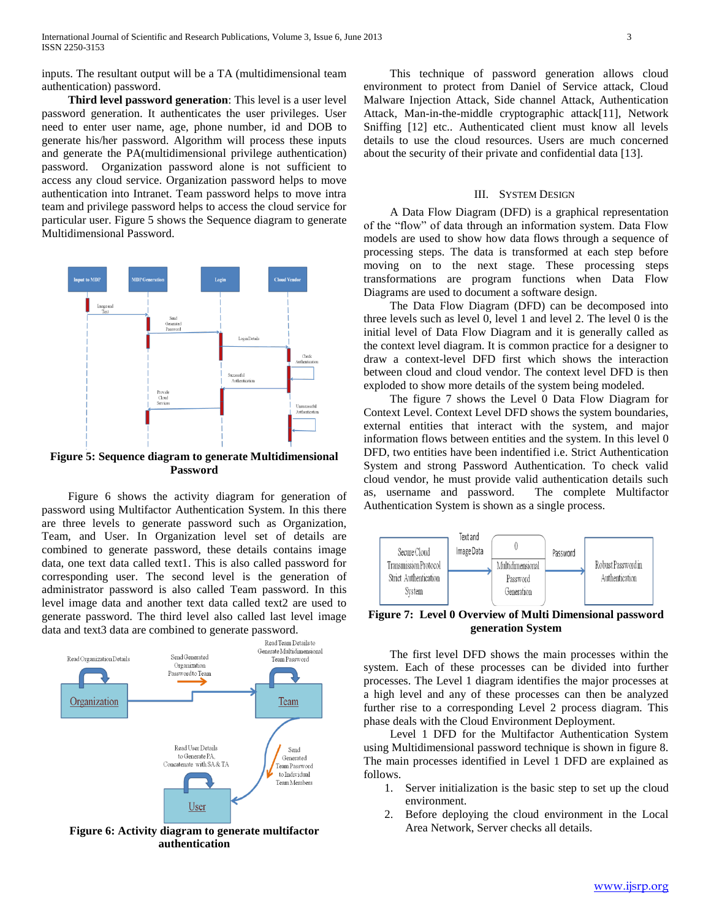inputs. The resultant output will be a TA (multidimensional team authentication) password.

**Third level password generation**: This level is a user level password generation. It authenticates the user privileges. User need to enter user name, age, phone number, id and DOB to generate his/her password. Algorithm will process these inputs and generate the PA(multidimensional privilege authentication) password. Organization password alone is not sufficient to access any cloud service. Organization password helps to move authentication into Intranet. Team password helps to move intra team and privilege password helps to access the cloud service for particular user. Figure 5 shows the Sequence diagram to generate Multidimensional Password.

**Figure 5: Sequence diagram to generate Multidimensional Password**

Figure 6 shows the activity diagram for generation of password using Multifactor Authentication System. In this there are three levels to generate password such as Organization, Team, and User. In Organization level set of details are combined to generate password, these details contains image data, one text data called text1. This is also called password for corresponding user. The second level is the generation of administrator password is also called Team password. In this level image data and another text data called text2 are used to generate password. The third level also called last level image data and text3 data are combined to generate password.

**Figure 6: Activity diagram to generate multifactor authentication**

This technique of password generation allows cloud environment to protect from Daniel of Service attack, Cloud Malware Injection Attack, Side channel Attack, Authentication Attack, Man-in-the-middle cryptographic attack[11], Network Sniffing [12] etc.. Authenticated client must know all levels details to use the cloud resources. Users are much concerned about the security of their private and confidential data [13].

## III. System Design

A Data Flow Diagram (DFD) is a graphical representation of the “flow” of data through an information system. Data Flow models are used to show how data flows through a sequence of processing steps. The data is transformed at each step before moving on to the next stage. These processing steps transformations are program functions when Data Flow Diagrams are used to document a software design.

The Data Flow Diagram (DFD) can be decomposed into three levels such as level 0, level 1 and level 2. The level 0 is the initial level of Data Flow Diagram and it is generally called as the context level diagram. It is common practice for a designer to draw a context-level DFD first which shows the interaction between cloud and cloud vendor. The context level DFD is then exploded to show more details of the system being modeled.

The figure 7 shows the Level 0 Data Flow Diagram for Context Level. Context Level DFD shows the system boundaries, external entities that interact with the system, and major information flows between entities and the system. In this level 0 DFD, two entities have been indentified i.e. Strict Authentication System and strong Password Authentication. To check valid cloud vendor, he must provide valid authentication details such as, username and password. The complete Multifactor Authentication System is shown as a single process.

**Figure 7: Level 0 Overview of Multi Dimensional password generation System**

The first level DFD shows the main processes within the system. Each of these processes can be divided into further processes. The Level 1 diagram identifies the major processes at a high level and any of these processes can then be analyzed further to a corresponding Level 2 process diagram. This phase deals with the Cloud Environment Deployment.

Level 1 DFD for the Multifactor Authentication System using Multidimensional password technique is shown in figure 8. The main processes identified in Level 1 DFD are explained as follows.

1. Server initialization is the basic step to set up the cloud environment.
2. Before deploying the cloud environment in the Local Area Network, Server checks all details.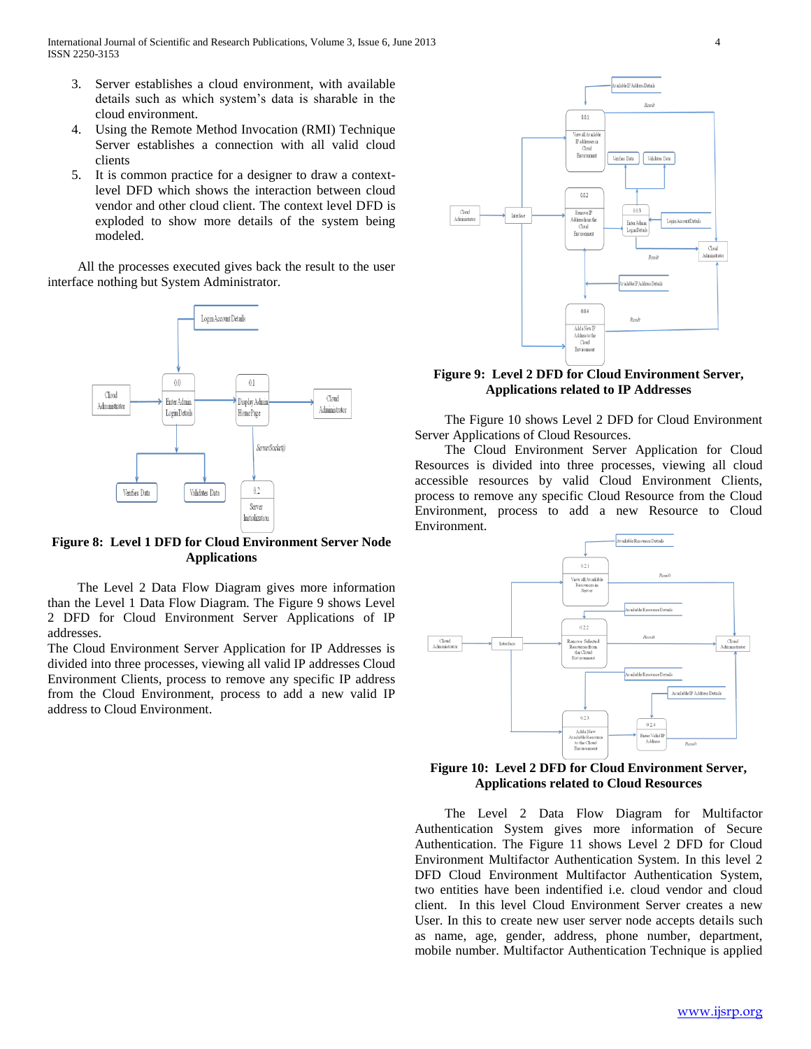3. Server establishes a cloud environment, with available details such as which system's data is sharable in the cloud environment.
4. Using the Remote Method Invocation (RMI) Technique Server establishes a connection with all valid cloud clients
5. It is common practice for a designer to draw a context-level DFD which shows the interaction between cloud vendor and other cloud client. The context level DFD is exploded to show more details of the system being modeled.

All the processes executed gives back the result to the user interface nothing but System Administrator.

**Figure 8: Level 1 DFD for Cloud Environment Server Node Applications**

The Level 2 Data Flow Diagram gives more information than the Level 1 Data Flow Diagram. The Figure 9 shows Level 2 DFD for Cloud Environment Server Applications of IP addresses.

The Cloud Environment Server Application for IP Addresses is divided into three processes, viewing all valid IP addresses Cloud Environment Clients, process to remove any specific IP address from the Cloud Environment, process to add a new valid IP address to Cloud Environment.

**Figure 9: Level 2 DFD for Cloud Environment Server, Applications related to IP Addresses**

The Figure 10 shows Level 2 DFD for Cloud Environment Server Applications of Cloud Resources.

The Cloud Environment Server Application for Cloud Resources is divided into three processes, viewing all cloud accessible resources by valid Cloud Environment Clients, process to remove any specific Cloud Resource from the Cloud Environment, process to add a new Resource to Cloud Environment.

**Figure 10: Level 2 DFD for Cloud Environment Server, Applications related to Cloud Resources**

The Level 2 Data Flow Diagram for Multifactor Authentication System gives more information of Secure Authentication. The Figure 11 shows Level 2 DFD for Cloud Environment Multifactor Authentication System. In this level 2 DFD Cloud Environment Multifactor Authentication System, two entities have been indentified i.e. cloud vendor and cloud client. In this level Cloud Environment Server creates a new User. In this to create new user server node accepts details such as name, age, gender, address, phone number, department, mobile number. Multifactor Authentication Technique is applied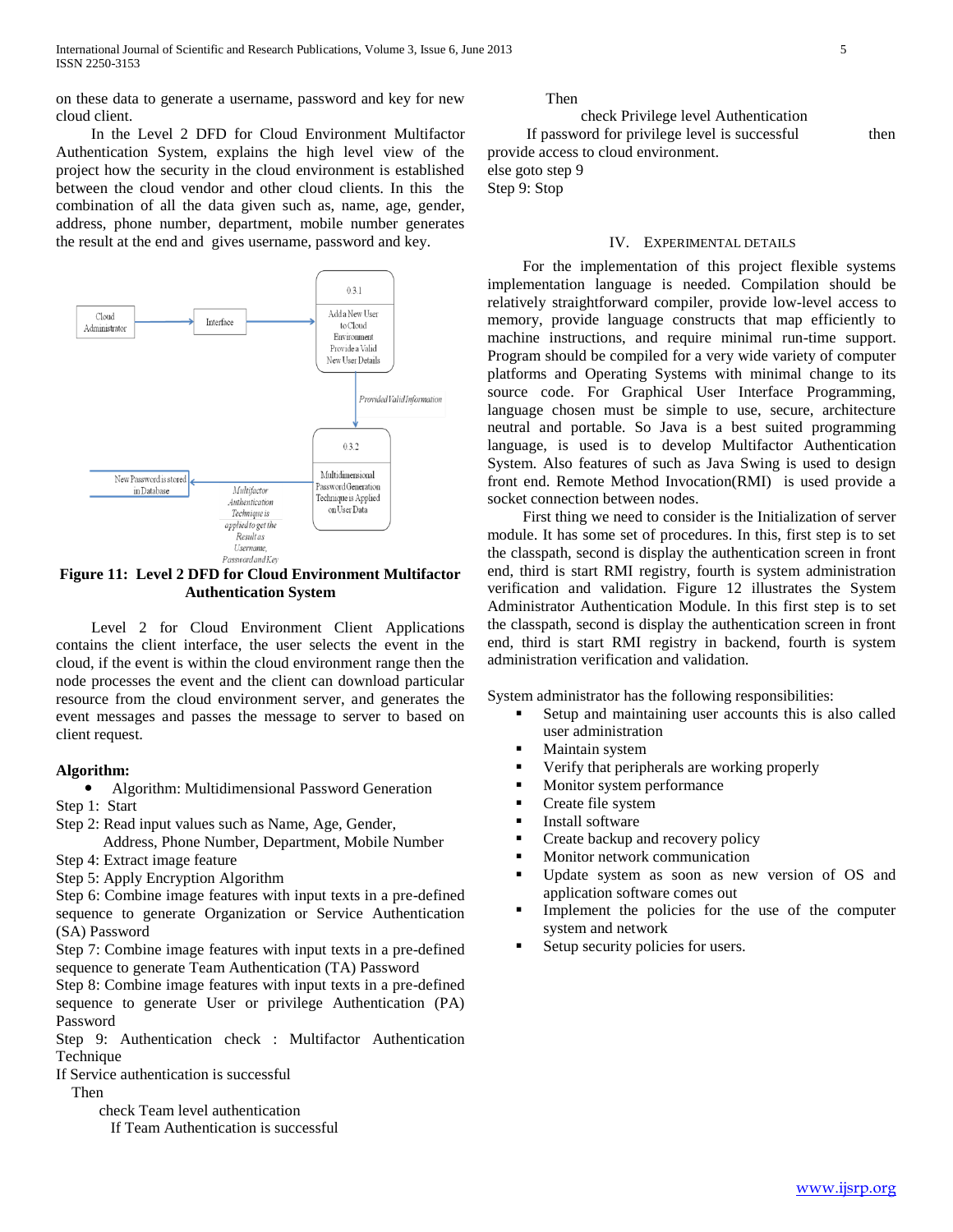on these data to generate a username, password and key for new cloud client.

In the Level 2 DFD for Cloud Environment Multifactor Authentication System, explains the high level view of the project how the security in the cloud environment is established between the cloud vendor and other cloud clients. In this the combination of all the data given such as, name, age, gender, address, phone number, department, mobile number generates the result at the end and gives username, password and key.

**Figure 11: Level 2 DFD for Cloud Environment Multifactor Authentication System**

Level 2 for Cloud Environment Client Applications contains the client interface, the user selects the event in the cloud, if the event is within the cloud environment range then the node processes the event and the client can download particular resource from the cloud environment server, and generates the event messages and passes the message to server to based on client request.

**Algorithm:**

- Algorithm: Multidimensional Password Generation

Step 1: Start

Step 2: Read input values such as Name, Age, Gender, Address, Phone Number, Department, Mobile Number

Step 4: Extract image feature

Step 5: Apply Encryption Algorithm

Step 6: Combine image features with input texts in a pre-defined sequence to generate Organization or Service Authentication (SA) Password

Step 7: Combine image features with input texts in a pre-defined sequence to generate Team Authentication (TA) Password

Step 8: Combine image features with input texts in a pre-defined sequence to generate User or privilege Authentication (PA) Password

Step 9: Authentication check : Multifactor Authentication Technique

If Service authentication is successful
  Then
    check Team level authentication
      If Team Authentication is successful
        Then
          check Privilege level Authentication
        If password for privilege level is successful then provide access to cloud environment.
else goto step 9

Step 9: Stop

## IV. Experimental Details

For the implementation of this project flexible systems implementation language is needed. Compilation should be relatively straightforward compiler, provide low-level access to memory, provide language constructs that map efficiently to machine instructions, and require minimal run-time support. Program should be compiled for a very wide variety of computer platforms and Operating Systems with minimal change to its source code. For Graphical User Interface Programming, language chosen must be simple to use, secure, architecture neutral and portable. So Java is a best suited programming language, is used is to develop Multifactor Authentication System. Also features of such as Java Swing is used to design front end. Remote Method Invocation(RMI) is used provide a socket connection between nodes.

First thing we need to consider is the Initialization of server module. It has some set of procedures. In this, first step is to set the classpath, second is display the authentication screen in front end, third is start RMI registry, fourth is system administration verification and validation. Figure 12 illustrates the System Administrator Authentication Module. In this first step is to set the classpath, second is display the authentication screen in front end, third is start RMI registry in backend, fourth is system administration verification and validation.

System administrator has the following responsibilities:

- Setup and maintaining user accounts this is also called user administration
- Maintain system
- Verify that peripherals are working properly
- Monitor system performance
- Create file system
- Install software
- Create backup and recovery policy
- Monitor network communication
- Update system as soon as new version of OS and application software comes out
- Implement the policies for the use of the computer system and network
- Setup security policies for users.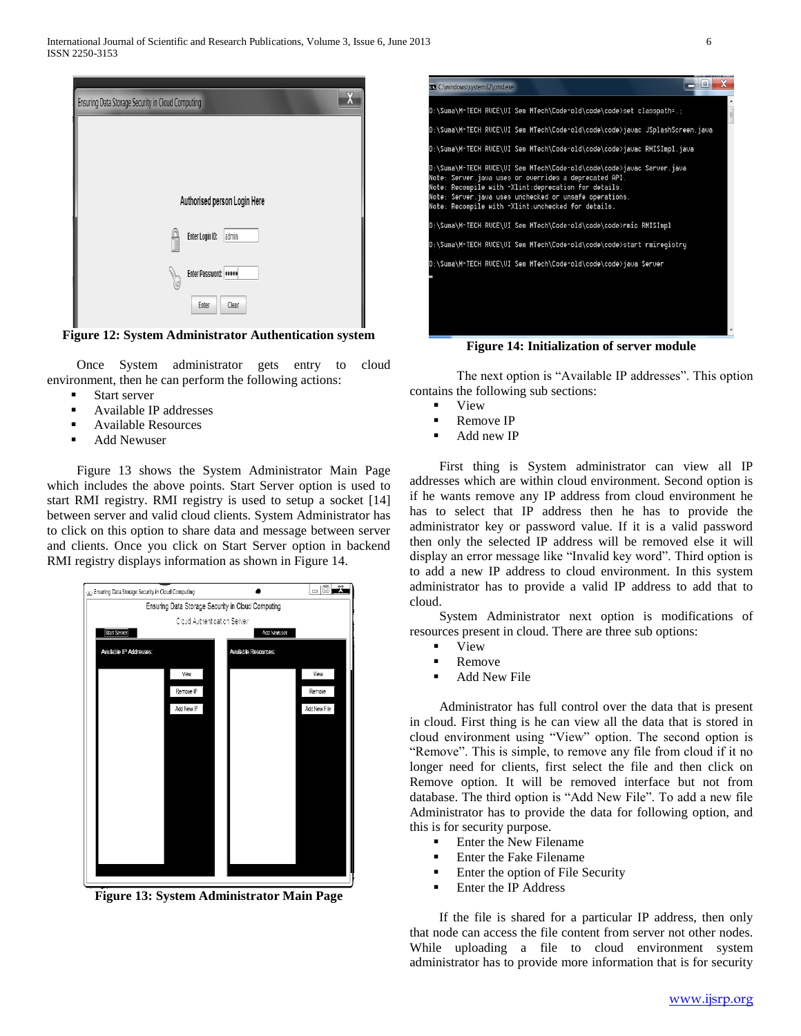Figure 12: System Administrator Authentication system

Once System administrator gets entry to cloud environment, then he can perform the following actions:

- Start server
- Available IP addresses
- Available Resources
- Add Newuser

Figure 13 shows the System Administrator Main Page which includes the above points. Start Server option is used to start RMI registry. RMI registry is used to setup a socket [14] between server and valid cloud clients. System Administrator has to click on this option to share data and message between server and clients. Once you click on Start Server option in backend RMI registry displays information as shown in Figure 14.

Figure 13: System Administrator Main Page

Figure 14: Initialization of server module

The next option is "Available IP addresses". This option contains the following sub sections:

- View
- Remove IP
- Add new IP

First thing is System administrator can view all IP addresses which are within cloud environment. Second option is if he wants remove any IP address from cloud environment he has to select that IP address then he has to provide the administrator key or password value. If it is a valid password then only the selected IP address will be removed else it will display an error message like "Invalid key word". Third option is to add a new IP address to cloud environment. In this system administrator has to provide a valid IP address to add that to cloud.

System Administrator next option is modifications of resources present in cloud. There are three sub options:

- View
- Remove
- Add New File

Administrator has full control over the data that is present in cloud. First thing is he can view all the data that is stored in cloud environment using "View" option. The second option is "Remove". This is simple, to remove any file from cloud if it no longer need for clients, first select the file and then click on Remove option. It will be removed interface but not from database. The third option is "Add New File". To add a new file Administrator has to provide the data for following option, and this is for security purpose.

- Enter the New Filename
- Enter the Fake Filename
- Enter the option of File Security
- Enter the IP Address

If the file is shared for a particular IP address, then only that node can access the file content from server not other nodes. While uploading a file to cloud environment system administrator has to provide more information that is for security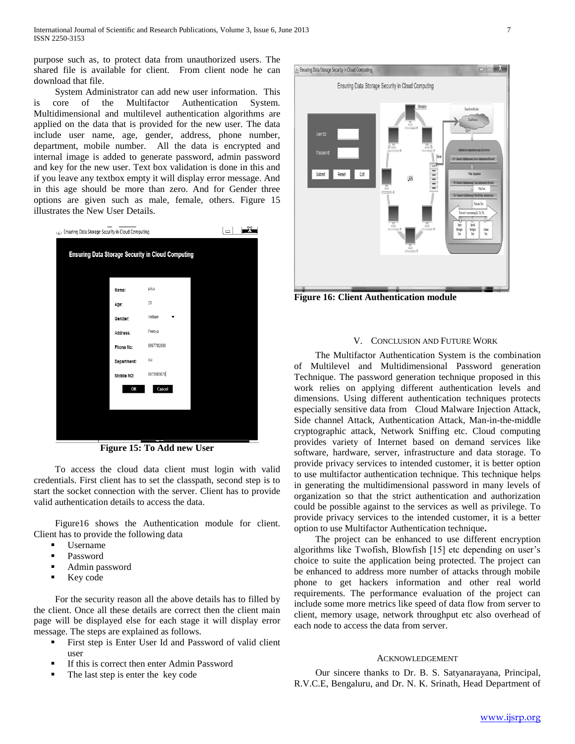purpose such as, to protect data from unauthorized users. The shared file is available for client. From client node he can download that file.

System Administrator can add new user information. This is core of the Multifactor Authentication System. Multidimensional and multilevel authentication algorithms are applied on the data that is provided for the new user. The data include user name, age, gender, address, phone number, department, mobile number. All the data is encrypted and internal image is added to generate password, admin password and key for the new user. Text box validation is done in this and if you leave any textbox empty it will display error message. And in this age should be more than zero. And for Gender three options are given such as male, female, others. Figure 15 illustrates the New User Details.

**Figure 15: To Add new User**

To access the cloud data client must login with valid credentials. First client has to set the classpath, second step is to start the socket connection with the server. Client has to provide valid authentication details to access the data.

Figure16 shows the Authentication module for client. Client has to provide the following data

- Username
- Password
- Admin password
- Key code

For the security reason all the above details has to filled by the client. Once all these details are correct then the client main page will be displayed else for each stage it will display error message. The steps are explained as follows.

- First step is Enter User Id and Password of valid client user
- If this is correct then enter Admin Password
- The last step is enter the key code

**Figure 16: Client Authentication module**

## V. Conclusion and Future Work

The Multifactor Authentication System is the combination of Multilevel and Multidimensional Password generation Technique. The password generation technique proposed in this work relies on applying different authentication levels and dimensions. Using different authentication techniques protects especially sensitive data from Cloud Malware Injection Attack, Side channel Attack, Authentication Attack, Man-in-the-middle cryptographic attack, Network Sniffing etc. Cloud computing provides variety of Internet based on demand services like software, hardware, server, infrastructure and data storage. To provide privacy services to intended customer, it is better option to use multifactor authentication technique. This technique helps in generating the multidimensional password in many levels of organization so that the strict authentication and authorization could be possible against to the services as well as privilege. To provide privacy services to the intended customer, it is a better option to use Multifactor Authentication technique**.**

The project can be enhanced to use different encryption algorithms like Twofish, Blowfish [15] etc depending on user's choice to suite the application being protected. The project can be enhanced to address more number of attacks through mobile phone to get hackers information and other real world requirements. The performance evaluation of the project can include some more metrics like speed of data flow from server to client, memory usage, network throughput etc also overhead of each node to access the data from server.

## Acknowledgement

Our sincere thanks to Dr. B. S. Satyanarayana, Principal, R.V.C.E, Bengaluru, and Dr. N. K. Srinath, Head Department of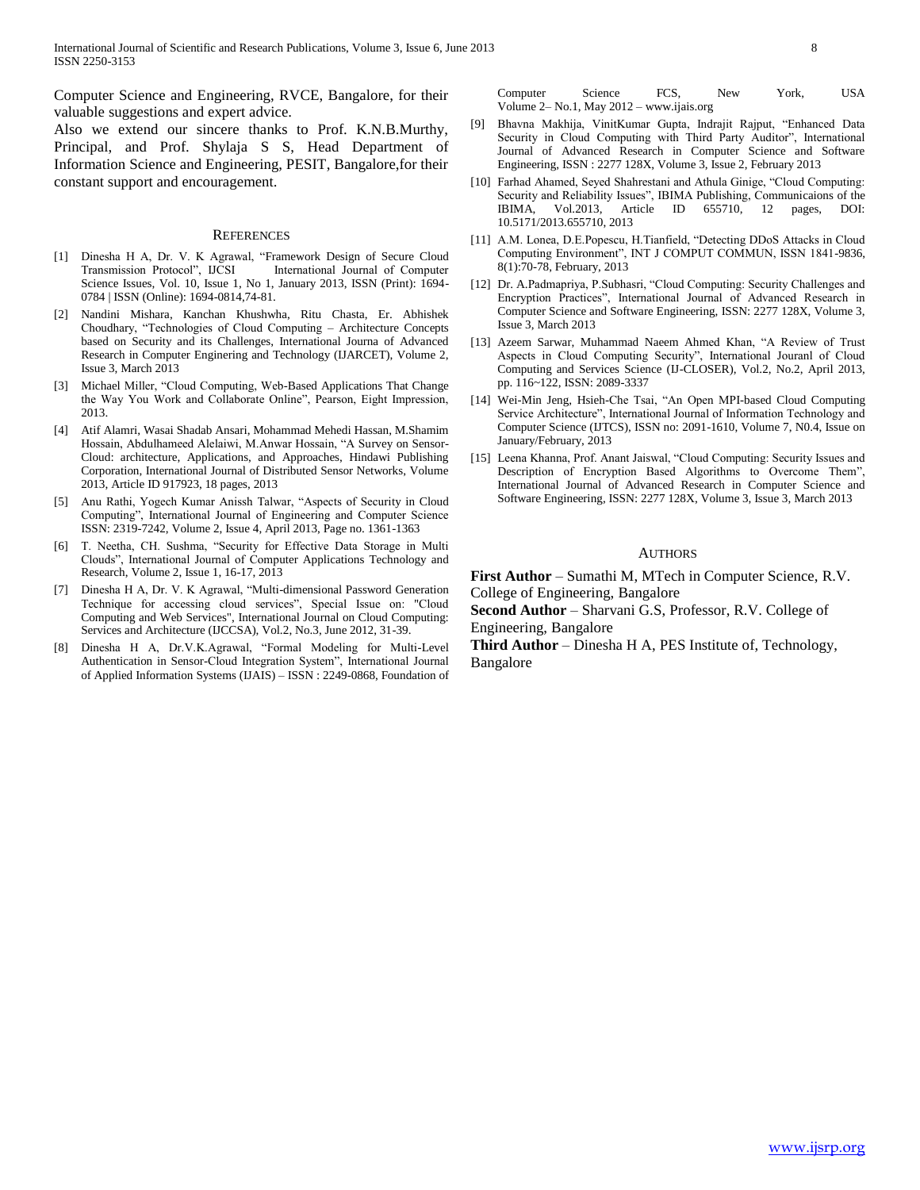Computer Science and Engineering, RVCE, Bangalore, for their valuable suggestions and expert advice.

Also we extend our sincere thanks to Prof. K.N.B.Murthy, Principal, and Prof. Shylaja S S, Head Department of Information Science and Engineering, PESIT, Bangalore,for their constant support and encouragement.

## REFERENCES

[1] Dinesha H A, Dr. V. K Agrawal, "Framework Design of Secure Cloud Transmission Protocol", IJCSI International Journal of Computer Science Issues, Vol. 10, Issue 1, No 1, January 2013, ISSN (Print): 1694-0784 | ISSN (Online): 1694-0814,74-81.

[2] Nandini Mishara, Kanchan Khushwha, Ritu Chasta, Er. Abhishek Choudhary, "Technologies of Cloud Computing – Architecture Concepts based on Security and its Challenges, International Journa of Advanced Research in Computer Enginering and Technology (IJARCET), Volume 2, Issue 3, March 2013

[3] Michael Miller, "Cloud Computing, Web-Based Applications That Change the Way You Work and Collaborate Online", Pearson, Eight Impression, 2013.

[4] Atif Alamri, Wasai Shadab Ansari, Mohammad Mehedi Hassan, M.Shamim Hossain, Abdulhameed Alelaiwi, M.Anwar Hossain, "A Survey on Sensor-Cloud: architecture, Applications, and Approaches, Hindawi Publishing Corporation, International Journal of Distributed Sensor Networks, Volume 2013, Article ID 917923, 18 pages, 2013

[5] Anu Rathi, Yogech Kumar Anissh Talwar, "Aspects of Security in Cloud Computing", International Journal of Engineering and Computer Science ISSN: 2319-7242, Volume 2, Issue 4, April 2013, Page no. 1361-1363

[6] T. Neetha, CH. Sushma, "Security for Effective Data Storage in Multi Clouds", International Journal of Computer Applications Technology and Research, Volume 2, Issue 1, 16-17, 2013

[7] Dinesha H A, Dr. V. K Agrawal, "Multi-dimensional Password Generation Technique for accessing cloud services", Special Issue on: "Cloud Computing and Web Services", International Journal on Cloud Computing: Services and Architecture (IJCCSA), Vol.2, No.3, June 2012, 31-39.

[8] Dinesha H A, Dr.V.K.Agrawal, "Formal Modeling for Multi-Level Authentication in Sensor-Cloud Integration System", International Journal of Applied Information Systems (IJAIS) – ISSN : 2249-0868, Foundation of Computer Science FCS, New York, USA Volume 2– No.1, May 2012 – www.ijais.org

[9] Bhavna Makhija, VinitKumar Gupta, Indrajit Rajput, "Enhanced Data Security in Cloud Computing with Third Party Auditor", International Journal of Advanced Research in Computer Science and Software Engineering, ISSN : 2277 128X, Volume 3, Issue 2, February 2013

[10] Farhad Ahamed, Seyed Shahrestani and Athula Ginige, "Cloud Computing: Security and Reliability Issues", IBIMA Publishing, Communicaions of the IBIMA, Vol.2013, Article ID 655710, 12 pages, DOI: 10.5171/2013.655710, 2013

[11] A.M. Lonea, D.E.Popescu, H.Tianfield, "Detecting DDoS Attacks in Cloud Computing Environment", INT J COMPUT COMMUN, ISSN 1841-9836, 8(1):70-78, February, 2013

[12] Dr. A.Padmapriya, P.Subhasri, "Cloud Computing: Security Challenges and Encryption Practices", International Journal of Advanced Research in Computer Science and Software Engineering, ISSN: 2277 128X, Volume 3, Issue 3, March 2013

[13] Azeem Sarwar, Muhammad Naeem Ahmed Khan, "A Review of Trust Aspects in Cloud Computing Security", International Jouranl of Cloud Computing and Services Science (IJ-CLOSER), Vol.2, No.2, April 2013, pp. 116~122, ISSN: 2089-3337

[14] Wei-Min Jeng, Hsieh-Che Tsai, "An Open MPI-based Cloud Computing Service Architecture", International Journal of Information Technology and Computer Science (IJTCS), ISSN no: 2091-1610, Volume 7, N0.4, Issue on January/February, 2013

[15] Leena Khanna, Prof. Anant Jaiswal, "Cloud Computing: Security Issues and Description of Encryption Based Algorithms to Overcome Them", International Journal of Advanced Research in Computer Science and Software Engineering, ISSN: 2277 128X, Volume 3, Issue 3, March 2013

## AUTHORS

**First Author** – Sumathi M, MTech in Computer Science, R.V. College of Engineering, Bangalore

**Second Author** – Sharvani G.S, Professor, R.V. College of Engineering, Bangalore

**Third Author** – Dinesha H A, PES Institute of, Technology, Bangalore